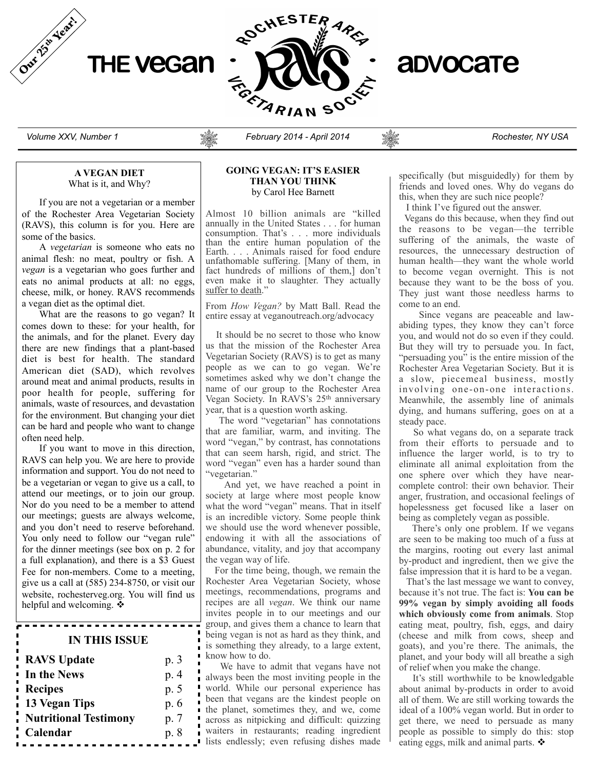Our 25th Year!

# THE vegan • ROCHESTER AREA VEGETARIAN SOCIETY • ADVOCATE

Volume XXV, Number 1 — February 2014 - April 2014 — Rochester, NY USA

## A VEGAN DIET

What is it, and Why?

If you are not a vegetarian or a member of the Rochester Area Vegetarian Society (RAVS), this column is for you. Here are some of the basics.

A *vegetarian* is someone who eats no animal flesh: no meat, poultry or fish. A *vegan* is a vegetarian who goes further and eats no animal products at all: no eggs, cheese, milk, or honey. RAVS recommends a vegan diet as the optimal diet.

What are the reasons to go vegan? It comes down to these: for your health, for the animals, and for the planet. Every day there are new findings that a plant-based diet is best for health. The standard American diet (SAD), which revolves around meat and animal products, results in poor health for people, suffering for animals, waste of resources, and devastation for the environment. But changing your diet can be hard and people who want to change often need help.

If you want to move in this direction, RAVS can help you. We are here to provide information and support. You do not need to be a vegetarian or vegan to give us a call, to attend our meetings, or to join our group. Nor do you need to be a member to attend our meetings; guests are always welcome, and you don't need to reserve beforehand. You only need to follow our "vegan rule" for the dinner meetings (see box on p. 2 for a full explanation), and there is a $3 Guest Fee for non-members. Come to a meeting, give us a call at (585) 234-8750, or visit our website, rochesterveg.org. You will find us helpful and welcoming. ❖

## IN THIS ISSUE

| | |
|---|---|
| **RAVS Update** | p. 3 |
| **In the News** | p. 4 |
| **Recipes** | p. 5 |
| **13 Vegan Tips** | p. 6 |
| **Nutritional Testimony** | p. 7 |
| **Calendar** | p. 8 |

## GOING VEGAN: IT'S EASIER THAN YOU THINK

by Carol Hee Barnett

Almost 10 billion animals are "killed annually in the United States . . . for human consumption. That's . . . more individuals than the entire human population of the Earth. . . . Animals raised for food endure unfathomable suffering. [Many of them, in fact hundreds of millions of them,] don't even make it to slaughter. They actually suffer to death."

From *How Vegan?* by Matt Ball. Read the entire essay at veganoutreach.org/advocacy

It should be no secret to those who know us that the mission of the Rochester Area Vegetarian Society (RAVS) is to get as many people as we can to go vegan. We're sometimes asked why we don't change the name of our group to the Rochester Area Vegan Society. In RAVS's 25th anniversary year, that is a question worth asking.

The word "vegetarian" has connotations that are familiar, warm, and inviting. The word "vegan," by contrast, has connotations that can seem harsh, rigid, and strict. The word "vegan" even has a harder sound than "vegetarian."

And yet, we have reached a point in society at large where most people know what the word "vegan" means. That in itself is an incredible victory. Some people think we should use the word whenever possible, endowing it with all the associations of abundance, vitality, and joy that accompany the vegan way of life.

For the time being, though, we remain the Rochester Area Vegetarian Society, whose meetings, recommendations, programs and recipes are all *vegan*. We think our name invites people in to our meetings and our group, and gives them a chance to learn that being vegan is not as hard as they think, and is something they already, to a large extent, know how to do.

We have to admit that vegans have not always been the most inviting people in the world. While our personal experience has been that vegans are the kindest people on the planet, sometimes they, and we, come across as nitpicking and difficult: quizzing waiters in restaurants; reading ingredient lists endlessly; even refusing dishes made specifically (but misguidedly) for them by friends and loved ones. Why do vegans do this, when they are such nice people?

I think I've figured out the answer.

Vegans do this because, when they find out the reasons to be vegan—the terrible suffering of the animals, the waste of resources, the unnecessary destruction of human health—they want the whole world to become vegan overnight. This is not because they want to be the boss of you. They just want those needless harms to come to an end.

Since vegans are peaceable and law-abiding types, they know they can't force you, and would not do so even if they could. But they will try to persuade you. In fact, "persuading you" is the entire mission of the Rochester Area Vegetarian Society. But it is a slow, piecemeal business, mostly involving one-on-one interactions. Meanwhile, the assembly line of animals dying, and humans suffering, goes on at a steady pace.

So what vegans do, on a separate track from their efforts to persuade and to influence the larger world, is to try to eliminate all animal exploitation from the one sphere over which they have near-complete control: their own behavior. Their anger, frustration, and occasional feelings of hopelessness get focused like a laser on being as completely vegan as possible.

There's only one problem. If we vegans are seen to be making too much of a fuss at the margins, rooting out every last animal by-product and ingredient, then we give the false impression that it is hard to be a vegan.

That's the last message we want to convey, because it's not true. The fact is: **You can be 99% vegan by simply avoiding all foods which obviously come from animals**. Stop eating meat, poultry, fish, eggs, and dairy (cheese and milk from cows, sheep and goats), and you're there. The animals, the planet, and your body will all breathe a sigh of relief when you make the change.

It's still worthwhile to be knowledgable about animal by-products in order to avoid all of them. We are still working towards the ideal of a 100% vegan world. But in order to get there, we need to persuade as many people as possible to simply do this: stop eating eggs, milk and animal parts. ❖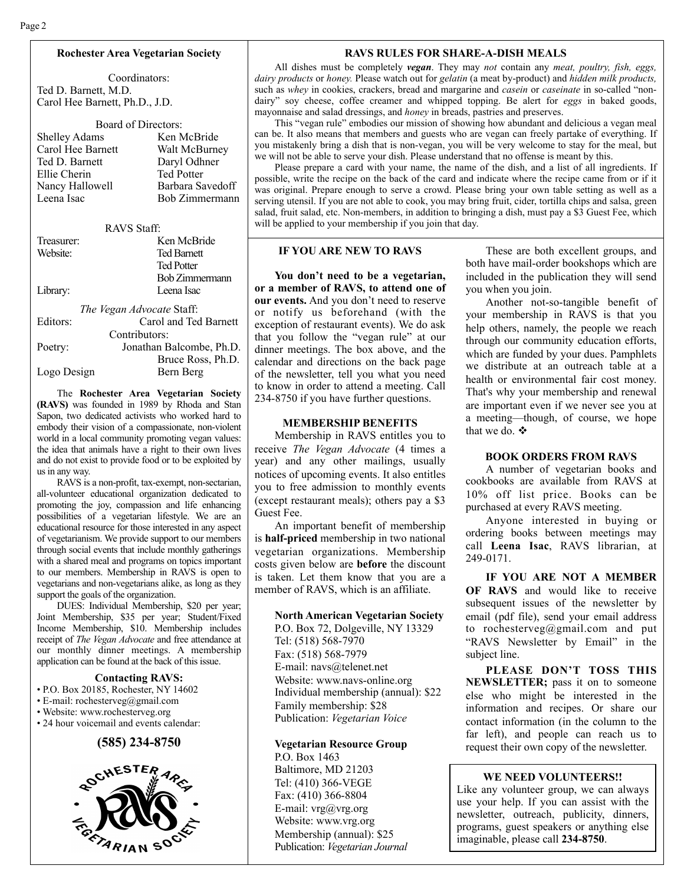## Rochester Area Vegetarian Society

Coordinators:
Ted D. Barnett, M.D.
Carol Hee Barnett, Ph.D., J.D.

Board of Directors:

| | |
|---|---|
| Shelley Adams | Ken McBride |
| Carol Hee Barnett | Walt McBurney |
| Ted D. Barnett | Daryl Odhner |
| Ellie Cherin | Ted Potter |
| Nancy Hallowell | Barbara Savedoff |
| Leena Isac | Bob Zimmermann |

RAVS Staff:

| | |
|---|---|
| Treasurer: | Ken McBride |
| Website: | Ted Barnett<br>Ted Potter<br>Bob Zimmermann |
| Library: | Leena Isac |

*The Vegan Advocate* Staff:

| | |
|---|---|
| Editors: | Carol and Ted Barnett |
| Contributors: | |
| Poetry: | Jonathan Balcombe, Ph.D.<br>Bruce Ross, Ph.D. |
| Logo Design | Bern Berg |

The **Rochester Area Vegetarian Society (RAVS)** was founded in 1989 by Rhoda and Stan Sapon, two dedicated activists who worked hard to embody their vision of a compassionate, non-violent world in a local community promoting vegan values: the idea that animals have a right to their own lives and do not exist to provide food or to be exploited by us in any way.

RAVS is a non-profit, tax-exempt, non-sectarian, all-volunteer educational organization dedicated to promoting the joy, compassion and life enhancing possibilities of a vegetarian lifestyle. We are an educational resource for those interested in any aspect of vegetarianism. We provide support to our members through social events that include monthly gatherings with a shared meal and programs on topics important to our members. Membership in RAVS is open to vegetarians and non-vegetarians alike, as long as they support the goals of the organization.

DUES: Individual Membership, $20 per year; Joint Membership, $35 per year; Student/Fixed Income Membership, $10. Membership includes receipt of *The Vegan Advocate* and free attendance at our monthly dinner meetings. A membership application can be found at the back of this issue.

### Contacting RAVS:

- P.O. Box 20185, Rochester, NY 14602
- E-mail: rochesterveg@gmail.com
- Website: www.rochesterveg.org
- 24 hour voicemail and events calendar:

**(585) 234-8750**

## RAVS RULES FOR SHARE-A-DISH MEALS

All dishes must be completely ***vegan***. They may *not* contain any *meat, poultry, fish, eggs, dairy products* or *honey.* Please watch out for *gelatin* (a meat by-product) and *hidden milk products,* such as *whey* in cookies, crackers, bread and margarine and *casein* or *caseinate* in so-called "non-dairy" soy cheese, coffee creamer and whipped topping. Be alert for *eggs* in baked goods, mayonnaise and salad dressings, and *honey* in breads, pastries and preserves.

This "vegan rule" embodies our mission of showing how abundant and delicious a vegan meal can be. It also means that members and guests who are vegan can freely partake of everything. If you mistakenly bring a dish that is non-vegan, you will be very welcome to stay for the meal, but we will not be able to serve your dish. Please understand that no offense is meant by this.

Please prepare a card with your name, the name of the dish, and a list of all ingredients. If possible, write the recipe on the back of the card and indicate where the recipe came from or if it was original. Prepare enough to serve a crowd. Please bring your own table setting as well as a serving utensil. If you are not able to cook, you may bring fruit, cider, tortilla chips and salsa, green salad, fruit salad, etc. Non-members, in addition to bringing a dish, must pay a $3 Guest Fee, which will be applied to your membership if you join that day.

### IF YOU ARE NEW TO RAVS

**You don't need to be a vegetarian, or a member of RAVS, to attend one of our events.** And you don't need to reserve or notify us beforehand (with the exception of restaurant events). We do ask that you follow the "vegan rule" at our dinner meetings. The box above, and the calendar and directions on the back page of the newsletter, tell you what you need to know in order to attend a meeting. Call 234-8750 if you have further questions.

### MEMBERSHIP BENEFITS

Membership in RAVS entitles you to receive *The Vegan Advocate* (4 times a year) and any other mailings, usually notices of upcoming events. It also entitles you to free admission to monthly events (except restaurant meals); others pay a $3 Guest Fee.

An important benefit of membership is **half-priced** membership in two national vegetarian organizations. Membership costs given below are **before** the discount is taken. Let them know that you are a member of RAVS, which is an affiliate.

**North American Vegetarian Society**
P.O. Box 72, Dolgeville, NY 13329
Tel: (518) 568-7970
Fax: (518) 568-7979
E-mail: navs@telenet.net
Website: www.navs-online.org
Individual membership (annual): $22
Family membership: $28
Publication: *Vegetarian Voice*

**Vegetarian Resource Group**
P.O. Box 1463
Baltimore, MD 21203
Tel: (410) 366-VEGE
Fax: (410) 366-8804
E-mail: vrg@vrg.org
Website: www.vrg.org
Membership (annual): $25
Publication: *Vegetarian Journal*

These are both excellent groups, and both have mail-order bookshops which are included in the publication they will send you when you join.

Another not-so-tangible benefit of your membership in RAVS is that you help others, namely, the people we reach through our community education efforts, which are funded by your dues. Pamphlets we distribute at an outreach table at a health or environmental fair cost money. That's why your membership and renewal are important even if we never see you at a meeting—though, of course, we hope that we do. ❖

### BOOK ORDERS FROM RAVS

A number of vegetarian books and cookbooks are available from RAVS at 10% off list price. Books can be purchased at every RAVS meeting.

Anyone interested in buying or ordering books between meetings may call **Leena Isac**, RAVS librarian, at 249-0171.

**IF YOU ARE NOT A MEMBER OF RAVS** and would like to receive subsequent issues of the newsletter by email (pdf file), send your email address to rochesterveg@gmail.com and put "RAVS Newsletter by Email" in the subject line.

**PLEASE DON'T TOSS THIS NEWSLETTER;** pass it on to someone else who might be interested in the information and recipes. Or share our contact information (in the column to the far left), and people can reach us to request their own copy of the newsletter.

### WE NEED VOLUNTEERS!!

Like any volunteer group, we can always use your help. If you can assist with the newsletter, outreach, publicity, dinners, programs, guest speakers or anything else imaginable, please call **234-8750**.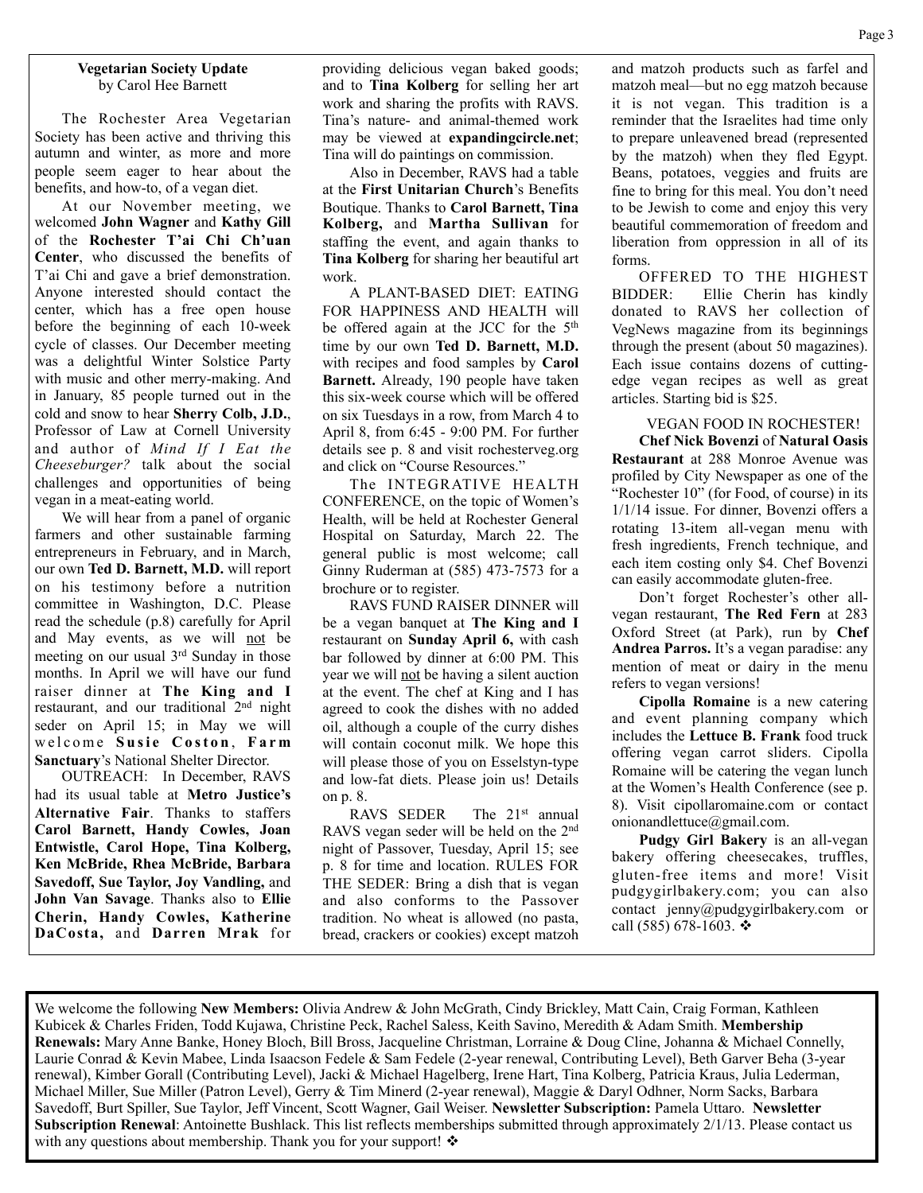## Vegetarian Society Update

by Carol Hee Barnett

The Rochester Area Vegetarian Society has been active and thriving this autumn and winter, as more and more people seem eager to hear about the benefits, and how-to, of a vegan diet.

At our November meeting, we welcomed **John Wagner** and **Kathy Gill** of the **Rochester T'ai Chi Ch'uan Center**, who discussed the benefits of T'ai Chi and gave a brief demonstration. Anyone interested should contact the center, which has a free open house before the beginning of each 10-week cycle of classes. Our December meeting was a delightful Winter Solstice Party with music and other merry-making. And in January, 85 people turned out in the cold and snow to hear **Sherry Colb, J.D.**, Professor of Law at Cornell University and author of *Mind If I Eat the Cheeseburger?* talk about the social challenges and opportunities of being vegan in a meat-eating world.

We will hear from a panel of organic farmers and other sustainable farming entrepreneurs in February, and in March, our own **Ted D. Barnett, M.D.** will report on his testimony before a nutrition committee in Washington, D.C. Please read the schedule (p.8) carefully for April and May events, as we will not be meeting on our usual 3rd Sunday in those months. In April we will have our fund raiser dinner at **The King and I** restaurant, and our traditional 2nd night seder on April 15; in May we will welcome **Susie Coston**, **Farm Sanctuary**'s National Shelter Director.

OUTREACH: In December, RAVS had its usual table at **Metro Justice's Alternative Fair**. Thanks to staffers **Carol Barnett, Handy Cowles, Joan Entwistle, Carol Hope, Tina Kolberg, Ken McBride, Rhea McBride, Barbara Savedoff, Sue Taylor, Joy Vandling,** and **John Van Savage**. Thanks also to **Ellie Cherin, Handy Cowles, Katherine DaCosta,** and **Darren Mrak** for providing delicious vegan baked goods; and to **Tina Kolberg** for selling her art work and sharing the profits with RAVS. Tina's nature- and animal-themed work may be viewed at **expandingcircle.net**; Tina will do paintings on commission.

Also in December, RAVS had a table at the **First Unitarian Church**'s Benefits Boutique. Thanks to **Carol Barnett, Tina Kolberg,** and **Martha Sullivan** for staffing the event, and again thanks to **Tina Kolberg** for sharing her beautiful art work.

A PLANT-BASED DIET: EATING FOR HAPPINESS AND HEALTH will be offered again at the JCC for the 5th time by our own **Ted D. Barnett, M.D.** with recipes and food samples by **Carol Barnett.** Already, 190 people have taken this six-week course which will be offered on six Tuesdays in a row, from March 4 to April 8, from 6:45 - 9:00 PM. For further details see p. 8 and visit rochesterveg.org and click on "Course Resources."

The INTEGRATIVE HEALTH CONFERENCE, on the topic of Women's Health, will be held at Rochester General Hospital on Saturday, March 22. The general public is most welcome; call Ginny Ruderman at (585) 473-7573 for a brochure or to register.

RAVS FUND RAISER DINNER will be a vegan banquet at **The King and I** restaurant on **Sunday April 6,** with cash bar followed by dinner at 6:00 PM. This year we will not be having a silent auction at the event. The chef at King and I has agreed to cook the dishes with no added oil, although a couple of the curry dishes will contain coconut milk. We hope this will please those of you on Esselstyn-type and low-fat diets. Please join us! Details on p. 8.

RAVS SEDER The 21st annual RAVS vegan seder will be held on the 2nd night of Passover, Tuesday, April 15; see p. 8 for time and location. RULES FOR THE SEDER: Bring a dish that is vegan and also conforms to the Passover tradition. No wheat is allowed (no pasta, bread, crackers or cookies) except matzoh and matzoh products such as farfel and matzoh meal—but no egg matzoh because it is not vegan. This tradition is a reminder that the Israelites had time only to prepare unleavened bread (represented by the matzoh) when they fled Egypt. Beans, potatoes, veggies and fruits are fine to bring for this meal. You don't need to be Jewish to come and enjoy this very beautiful commemoration of freedom and liberation from oppression in all of its forms.

OFFERED TO THE HIGHEST BIDDER: Ellie Cherin has kindly donated to RAVS her collection of VegNews magazine from its beginnings through the present (about 50 magazines). Each issue contains dozens of cutting-edge vegan recipes as well as great articles. Starting bid is $25.

VEGAN FOOD IN ROCHESTER!

**Chef Nick Bovenzi** of **Natural Oasis Restaurant** at 288 Monroe Avenue was profiled by City Newspaper as one of the "Rochester 10" (for Food, of course) in its 1/1/14 issue. For dinner, Bovenzi offers a rotating 13-item all-vegan menu with fresh ingredients, French technique, and each item costing only $4. Chef Bovenzi can easily accommodate gluten-free.

Don't forget Rochester's other all-vegan restaurant, **The Red Fern** at 283 Oxford Street (at Park), run by **Chef Andrea Parros.** It's a vegan paradise: any mention of meat or dairy in the menu refers to vegan versions!

**Cipolla Romaine** is a new catering and event planning company which includes the **Lettuce B. Frank** food truck offering vegan carrot sliders. Cipolla Romaine will be catering the vegan lunch at the Women's Health Conference (see p. 8). Visit cipollaromaine.com or contact onionandlettuce@gmail.com.

**Pudgy Girl Bakery** is an all-vegan bakery offering cheesecakes, truffles, gluten-free items and more! Visit pudgygirlbakery.com; you can also contact jenny@pudgygirlbakery.com or call (585) 678-1603. ❖

We welcome the following **New Members:** Olivia Andrew & John McGrath, Cindy Brickley, Matt Cain, Craig Forman, Kathleen Kubicek & Charles Friden, Todd Kujawa, Christine Peck, Rachel Saless, Keith Savino, Meredith & Adam Smith. **Membership Renewals:** Mary Anne Banke, Honey Bloch, Bill Bross, Jacqueline Christman, Lorraine & Doug Cline, Johanna & Michael Connelly, Laurie Conrad & Kevin Mabee, Linda Isaacson Fedele & Sam Fedele (2-year renewal, Contributing Level), Beth Garver Beha (3-year renewal), Kimber Gorall (Contributing Level), Jacki & Michael Hagelberg, Irene Hart, Tina Kolberg, Patricia Kraus, Julia Lederman, Michael Miller, Sue Miller (Patron Level), Gerry & Tim Minerd (2-year renewal), Maggie & Daryl Odhner, Norm Sacks, Barbara Savedoff, Burt Spiller, Sue Taylor, Jeff Vincent, Scott Wagner, Gail Weiser. **Newsletter Subscription:** Pamela Uttaro. **Newsletter Subscription Renewal**: Antoinette Bushlack. This list reflects memberships submitted through approximately 2/1/13. Please contact us with any questions about membership. Thank you for your support! ❖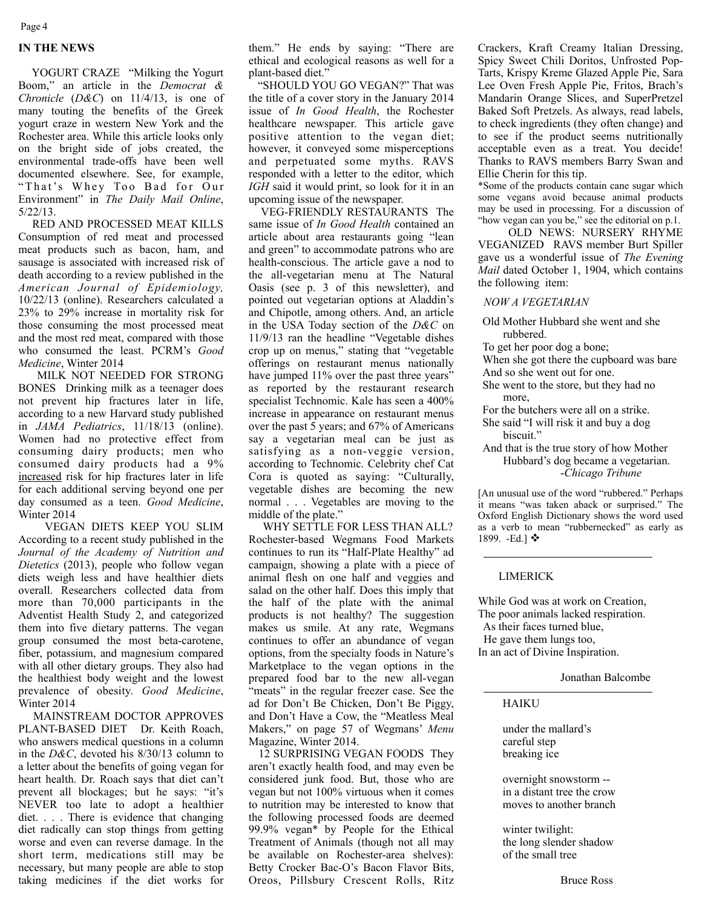## IN THE NEWS

YOGURT CRAZE "Milking the Yogurt Boom," an article in the *Democrat & Chronicle* (*D&C*) on 11/4/13, is one of many touting the benefits of the Greek yogurt craze in western New York and the Rochester area. While this article looks only on the bright side of jobs created, the environmental trade-offs have been well documented elsewhere. See, for example, "That's Whey Too Bad for Our Environment" in *The Daily Mail Online*, 5/22/13.

RED AND PROCESSED MEAT KILLS Consumption of red meat and processed meat products such as bacon, ham, and sausage is associated with increased risk of death according to a review published in the *American Journal of Epidemiology,* 10/22/13 (online). Researchers calculated a 23% to 29% increase in mortality risk for those consuming the most processed meat and the most red meat, compared with those who consumed the least. PCRM's *Good Medicine*, Winter 2014

MILK NOT NEEDED FOR STRONG BONES Drinking milk as a teenager does not prevent hip fractures later in life, according to a new Harvard study published in *JAMA Pediatrics*, 11/18/13 (online). Women had no protective effect from consuming dairy products; men who consumed dairy products had a 9% increased risk for hip fractures later in life for each additional serving beyond one per day consumed as a teen. *Good Medicine*, Winter 2014

VEGAN DIETS KEEP YOU SLIM According to a recent study published in the *Journal of the Academy of Nutrition and Dietetics* (2013), people who follow vegan diets weigh less and have healthier diets overall. Researchers collected data from more than 70,000 participants in the Adventist Health Study 2, and categorized them into five dietary patterns. The vegan group consumed the most beta-carotene, fiber, potassium, and magnesium compared with all other dietary groups. They also had the healthiest body weight and the lowest prevalence of obesity. *Good Medicine*, Winter 2014

MAINSTREAM DOCTOR APPROVES PLANT-BASED DIET Dr. Keith Roach, who answers medical questions in a column in the *D&C*, devoted his 8/30/13 column to a letter about the benefits of going vegan for heart health. Dr. Roach says that diet can't prevent all blockages; but he says: "it's NEVER too late to adopt a healthier diet. . . . There is evidence that changing diet radically can stop things from getting worse and even can reverse damage. In the short term, medications still may be necessary, but many people are able to stop taking medicines if the diet works for them." He ends by saying: "There are ethical and ecological reasons as well for a plant-based diet."

"SHOULD YOU GO VEGAN?" That was the title of a cover story in the January 2014 issue of *In Good Health*, the Rochester healthcare newspaper. This article gave positive attention to the vegan diet; however, it conveyed some misperceptions and perpetuated some myths. RAVS responded with a letter to the editor, which *IGH* said it would print, so look for it in an upcoming issue of the newspaper.

VEG-FRIENDLY RESTAURANTS The same issue of *In Good Health* contained an article about area restaurants going "lean and green" to accommodate patrons who are health-conscious. The article gave a nod to the all-vegetarian menu at The Natural Oasis (see p. 3 of this newsletter), and pointed out vegetarian options at Aladdin's and Chipotle, among others. And, an article in the USA Today section of the *D&C* on 11/9/13 ran the headline "Vegetable dishes crop up on menus," stating that "vegetable offerings on restaurant menus nationally have jumped 11% over the past three years" as reported by the restaurant research specialist Technomic. Kale has seen a 400% increase in appearance on restaurant menus over the past 5 years; and 67% of Americans say a vegetarian meal can be just as satisfying as a non-veggie version, according to Technomic. Celebrity chef Cat Cora is quoted as saying: "Culturally, vegetable dishes are becoming the new normal . . . Vegetables are moving to the middle of the plate."

WHY SETTLE FOR LESS THAN ALL? Rochester-based Wegmans Food Markets continues to run its "Half-Plate Healthy" ad campaign, showing a plate with a piece of animal flesh on one half and veggies and salad on the other half. Does this imply that the half of the plate with the animal products is not healthy? The suggestion makes us smile. At any rate, Wegmans continues to offer an abundance of vegan options, from the specialty foods in Nature's Marketplace to the vegan options in the prepared food bar to the new all-vegan "meats" in the regular freezer case. See the ad for Don't Be Chicken, Don't Be Piggy, and Don't Have a Cow, the "Meatless Meal Makers," on page 57 of Wegmans' *Menu* Magazine, Winter 2014.

12 SURPRISING VEGAN FOODS They aren't exactly health food, and may even be considered junk food. But, those who are vegan but not 100% virtuous when it comes to nutrition may be interested to know that the following processed foods are deemed 99.9% vegan* by People for the Ethical Treatment of Animals (though not all may be available on Rochester-area shelves): Betty Crocker Bac-O's Bacon Flavor Bits, Oreos, Pillsbury Crescent Rolls, Ritz Crackers, Kraft Creamy Italian Dressing, Spicy Sweet Chili Doritos, Unfrosted Pop-Tarts, Krispy Kreme Glazed Apple Pie, Sara Lee Oven Fresh Apple Pie, Fritos, Brach's Mandarin Orange Slices, and SuperPretzel Baked Soft Pretzels. As always, read labels, to check ingredients (they often change) and to see if the product seems nutritionally acceptable even as a treat. You decide! Thanks to RAVS members Barry Swan and Ellie Cherin for this tip.

*Some of the products contain cane sugar which some vegans avoid because animal products may be used in processing. For a discussion of "how vegan can you be," see the editorial on p.1.

OLD NEWS: NURSERY RHYME VEGANIZED RAVS member Burt Spiller gave us a wonderful issue of *The Evening Mail* dated October 1, 1904, which contains the following item:

*NOW A VEGETARIAN*

Old Mother Hubbard she went and she rubbered.
To get her poor dog a bone;
When she got there the cupboard was bare
And so she went out for one.
She went to the store, but they had no more,
For the butchers were all on a strike.
She said "I will risk it and buy a dog biscuit."
And that is the true story of how Mother Hubbard's dog became a vegetarian.

-*Chicago Tribune*

[An unusual use of the word "rubbered." Perhaps it means "was taken aback or surprised." The Oxford English Dictionary shows the word used as a verb to mean "rubbernecked" as early as 1899. -Ed.] ❖

---

### LIMERICK

While God was at work on Creation,
The poor animals lacked respiration.
As their faces turned blue,
He gave them lungs too,
In an act of Divine Inspiration.

Jonathan Balcombe

---

### HAIKU

under the mallard's
careful step
breaking ice

overnight snowstorm --
in a distant tree the crow
moves to another branch

winter twilight:
the long slender shadow
of the small tree

Bruce Ross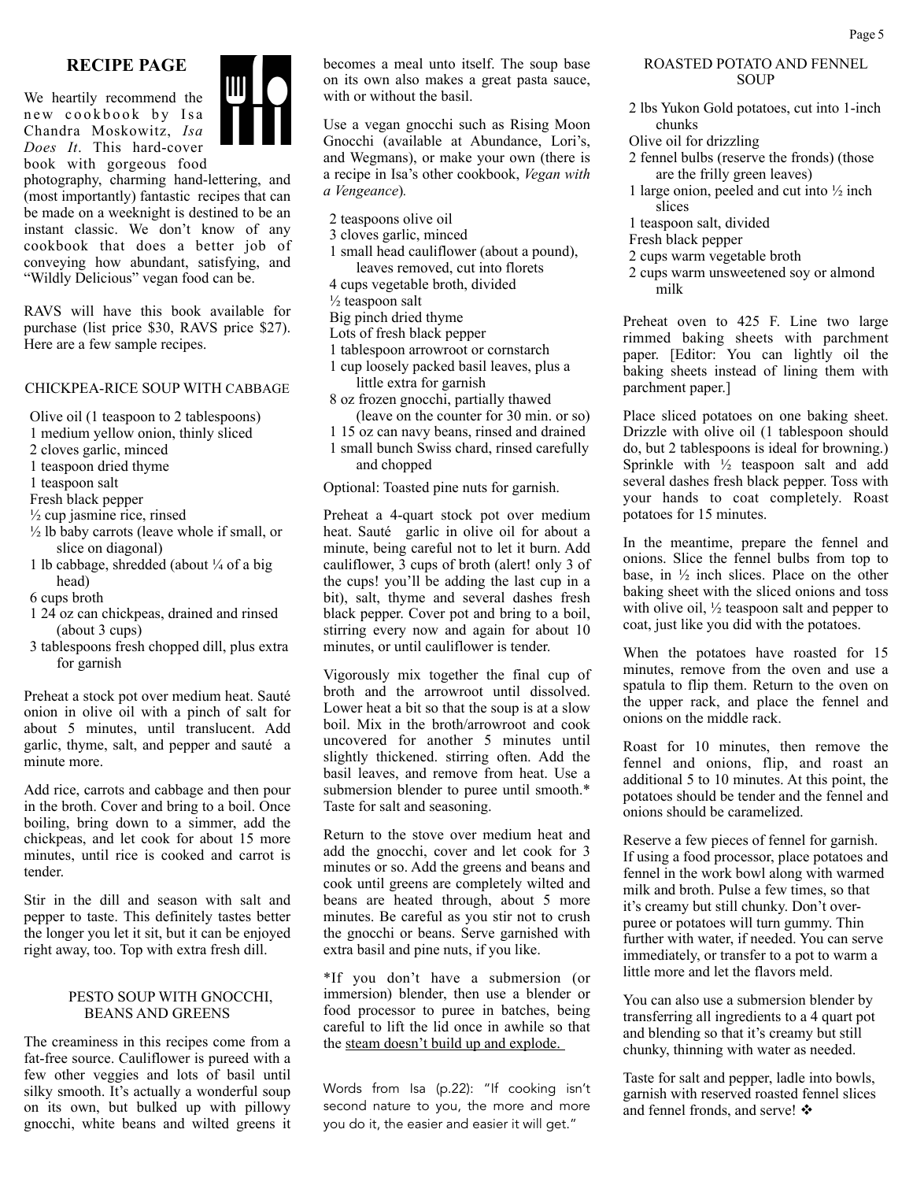## RECIPE PAGE

We heartily recommend the new cookbook by Isa Chandra Moskowitz, *Isa Does It*. This hard-cover book with gorgeous food photography, charming hand-lettering, and (most importantly) fantastic recipes that can be made on a weeknight is destined to be an instant classic. We don't know of any cookbook that does a better job of conveying how abundant, satisfying, and "Wildly Delicious" vegan food can be.

RAVS will have this book available for purchase (list price $30, RAVS price $27). Here are a few sample recipes.

### CHICKPEA-RICE SOUP WITH CABBAGE

- Olive oil (1 teaspoon to 2 tablespoons)
- 1 medium yellow onion, thinly sliced
- 2 cloves garlic, minced
- 1 teaspoon dried thyme
- 1 teaspoon salt
- Fresh black pepper
- ½ cup jasmine rice, rinsed
- ½ lb baby carrots (leave whole if small, or slice on diagonal)
- 1 lb cabbage, shredded (about ¼ of a big head)
- 6 cups broth
- 1 24 oz can chickpeas, drained and rinsed (about 3 cups)
- 3 tablespoons fresh chopped dill, plus extra for garnish

Preheat a stock pot over medium heat. Sauté onion in olive oil with a pinch of salt for about 5 minutes, until translucent. Add garlic, thyme, salt, and pepper and sauté a minute more.

Add rice, carrots and cabbage and then pour in the broth. Cover and bring to a boil. Once boiling, bring down to a simmer, add the chickpeas, and let cook for about 15 more minutes, until rice is cooked and carrot is tender.

Stir in the dill and season with salt and pepper to taste. This definitely tastes better the longer you let it sit, but it can be enjoyed right away, too. Top with extra fresh dill.

### PESTO SOUP WITH GNOCCHI, BEANS AND GREENS

The creaminess in this recipes come from a fat-free source. Cauliflower is pureed with a few other veggies and lots of basil until silky smooth. It's actually a wonderful soup on its own, but bulked up with pillowy gnocchi, white beans and wilted greens it becomes a meal unto itself. The soup base on its own also makes a great pasta sauce, with or without the basil.

Use a vegan gnocchi such as Rising Moon Gnocchi (available at Abundance, Lori's, and Wegmans), or make your own (there is a recipe in Isa's other cookbook, *Vegan with a Vengeance*).

- 2 teaspoons olive oil
- 3 cloves garlic, minced
- 1 small head cauliflower (about a pound), leaves removed, cut into florets
- 4 cups vegetable broth, divided
- ½ teaspoon salt
- Big pinch dried thyme
- Lots of fresh black pepper
- 1 tablespoon arrowroot or cornstarch
- 1 cup loosely packed basil leaves, plus a little extra for garnish
- 8 oz frozen gnocchi, partially thawed (leave on the counter for 30 min. or so)
- 1 15 oz can navy beans, rinsed and drained
- 1 small bunch Swiss chard, rinsed carefully and chopped

Optional: Toasted pine nuts for garnish.

Preheat a 4-quart stock pot over medium heat. Sauté garlic in olive oil for about a minute, being careful not to let it burn. Add cauliflower, 3 cups of broth (alert! only 3 of the cups! you'll be adding the last cup in a bit), salt, thyme and several dashes fresh black pepper. Cover pot and bring to a boil, stirring every now and again for about 10 minutes, or until cauliflower is tender.

Vigorously mix together the final cup of broth and the arrowroot until dissolved. Lower heat a bit so that the soup is at a slow boil. Mix in the broth/arrowroot and cook uncovered for another 5 minutes until slightly thickened. stirring often. Add the basil leaves, and remove from heat. Use a submersion blender to puree until smooth.* Taste for salt and seasoning.

Return to the stove over medium heat and add the gnocchi, cover and let cook for 3 minutes or so. Add the greens and beans and cook until greens are completely wilted and beans are heated through, about 5 more minutes. Be careful as you stir not to crush the gnocchi or beans. Serve garnished with extra basil and pine nuts, if you like.

*If you don't have a submersion (or immersion) blender, then use a blender or food processor to puree in batches, being careful to lift the lid once in awhile so that the steam doesn't build up and explode.

Words from Isa (p.22): "If cooking isn't second nature to you, the more and more you do it, the easier and easier it will get."

### ROASTED POTATO AND FENNEL SOUP

- 2 lbs Yukon Gold potatoes, cut into 1-inch chunks
- Olive oil for drizzling
- 2 fennel bulbs (reserve the fronds) (those are the frilly green leaves)
- 1 large onion, peeled and cut into ½ inch slices
- 1 teaspoon salt, divided
- Fresh black pepper
- 2 cups warm vegetable broth
- 2 cups warm unsweetened soy or almond milk

Preheat oven to 425 F. Line two large rimmed baking sheets with parchment paper. [Editor: You can lightly oil the baking sheets instead of lining them with parchment paper.]

Place sliced potatoes on one baking sheet. Drizzle with olive oil (1 tablespoon should do, but 2 tablespoons is ideal for browning.) Sprinkle with ½ teaspoon salt and add several dashes fresh black pepper. Toss with your hands to coat completely. Roast potatoes for 15 minutes.

In the meantime, prepare the fennel and onions. Slice the fennel bulbs from top to base, in ½ inch slices. Place on the other baking sheet with the sliced onions and toss with olive oil, ½ teaspoon salt and pepper to coat, just like you did with the potatoes.

When the potatoes have roasted for 15 minutes, remove from the oven and use a spatula to flip them. Return to the oven on the upper rack, and place the fennel and onions on the middle rack.

Roast for 10 minutes, then remove the fennel and onions, flip, and roast an additional 5 to 10 minutes. At this point, the potatoes should be tender and the fennel and onions should be caramelized.

Reserve a few pieces of fennel for garnish. If using a food processor, place potatoes and fennel in the work bowl along with warmed milk and broth. Pulse a few times, so that it's creamy but still chunky. Don't over-puree or potatoes will turn gummy. Thin further with water, if needed. You can serve immediately, or transfer to a pot to warm a little more and let the flavors meld.

You can also use a submersion blender by transferring all ingredients to a 4 quart pot and blending so that it's creamy but still chunky, thinning with water as needed.

Taste for salt and pepper, ladle into bowls, garnish with reserved roasted fennel slices and fennel fronds, and serve! ❖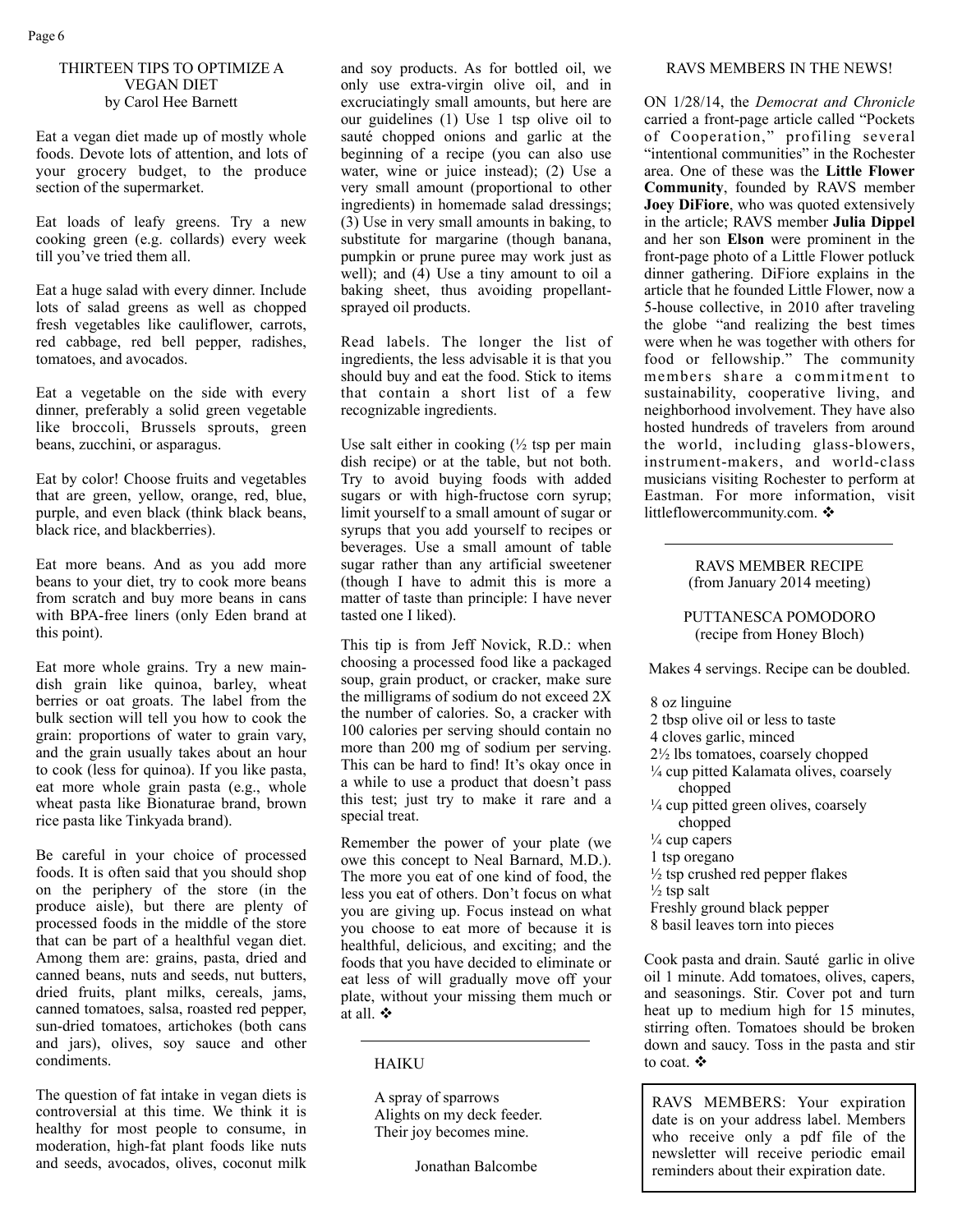## THIRTEEN TIPS TO OPTIMIZE A VEGAN DIET
by Carol Hee Barnett

Eat a vegan diet made up of mostly whole foods. Devote lots of attention, and lots of your grocery budget, to the produce section of the supermarket.

Eat loads of leafy greens. Try a new cooking green (e.g. collards) every week till you've tried them all.

Eat a huge salad with every dinner. Include lots of salad greens as well as chopped fresh vegetables like cauliflower, carrots, red cabbage, red bell pepper, radishes, tomatoes, and avocados.

Eat a vegetable on the side with every dinner, preferably a solid green vegetable like broccoli, Brussels sprouts, green beans, zucchini, or asparagus.

Eat by color! Choose fruits and vegetables that are green, yellow, orange, red, blue, purple, and even black (think black beans, black rice, and blackberries).

Eat more beans. And as you add more beans to your diet, try to cook more beans from scratch and buy more beans in cans with BPA-free liners (only Eden brand at this point).

Eat more whole grains. Try a new main-dish grain like quinoa, barley, wheat berries or oat groats. The label from the bulk section will tell you how to cook the grain: proportions of water to grain vary, and the grain usually takes about an hour to cook (less for quinoa). If you like pasta, eat more whole grain pasta (e.g., whole wheat pasta like Bionaturae brand, brown rice pasta like Tinkyada brand).

Be careful in your choice of processed foods. It is often said that you should shop on the periphery of the store (in the produce aisle), but there are plenty of processed foods in the middle of the store that can be part of a healthful vegan diet. Among them are: grains, pasta, dried and canned beans, nuts and seeds, nut butters, dried fruits, plant milks, cereals, jams, canned tomatoes, salsa, roasted red pepper, sun-dried tomatoes, artichokes (both cans and jars), olives, soy sauce and other condiments.

The question of fat intake in vegan diets is controversial at this time. We think it is healthy for most people to consume, in moderation, high-fat plant foods like nuts and seeds, avocados, olives, coconut milk and soy products. As for bottled oil, we only use extra-virgin olive oil, and in excruciatingly small amounts, but here are our guidelines (1) Use 1 tsp olive oil to sauté chopped onions and garlic at the beginning of a recipe (you can also use water, wine or juice instead); (2) Use a very small amount (proportional to other ingredients) in homemade salad dressings; (3) Use in very small amounts in baking, to substitute for margarine (though banana, pumpkin or prune puree may work just as well); and (4) Use a tiny amount to oil a baking sheet, thus avoiding propellant-sprayed oil products.

Read labels. The longer the list of ingredients, the less advisable it is that you should buy and eat the food. Stick to items that contain a short list of a few recognizable ingredients.

Use salt either in cooking (½ tsp per main dish recipe) or at the table, but not both. Try to avoid buying foods with added sugars or with high-fructose corn syrup; limit yourself to a small amount of sugar or syrups that you add yourself to recipes or beverages. Use a small amount of table sugar rather than any artificial sweetener (though I have to admit this is more a matter of taste than principle: I have never tasted one I liked).

This tip is from Jeff Novick, R.D.: when choosing a processed food like a packaged soup, grain product, or cracker, make sure the milligrams of sodium do not exceed 2X the number of calories. So, a cracker with 100 calories per serving should contain no more than 200 mg of sodium per serving. This can be hard to find! It's okay once in a while to use a product that doesn't pass this test; just try to make it rare and a special treat.

Remember the power of your plate (we owe this concept to Neal Barnard, M.D.). The more you eat of one kind of food, the less you eat of others. Don't focus on what you are giving up. Focus instead on what you choose to eat more of because it is healthful, delicious, and exciting; and the foods that you have decided to eliminate or eat less of will gradually move off your plate, without your missing them much or at all. ❖

---

## HAIKU

A spray of sparrows
Alights on my deck feeder.
Their joy becomes mine.

Jonathan Balcombe

---

## RAVS MEMBERS IN THE NEWS!

ON 1/28/14, the *Democrat and Chronicle* carried a front-page article called "Pockets of Cooperation," profiling several "intentional communities" in the Rochester area. One of these was the **Little Flower Community**, founded by RAVS member **Joey DiFiore**, who was quoted extensively in the article; RAVS member **Julia Dippel** and her son **Elson** were prominent in the front-page photo of a Little Flower potluck dinner gathering. DiFiore explains in the article that he founded Little Flower, now a 5-house collective, in 2010 after traveling the globe "and realizing the best times were when he was together with others for food or fellowship." The community members share a commitment to sustainability, cooperative living, and neighborhood involvement. They have also hosted hundreds of travelers from around the world, including glass-blowers, instrument-makers, and world-class musicians visiting Rochester to perform at Eastman. For more information, visit littleflowercommunity.com. ❖

---

## RAVS MEMBER RECIPE
(from January 2014 meeting)

### PUTTANESCA POMODORO
(recipe from Honey Bloch)

Makes 4 servings. Recipe can be doubled.

- 8 oz linguine
- 2 tbsp olive oil or less to taste
- 4 cloves garlic, minced
- 2½ lbs tomatoes, coarsely chopped
- ¼ cup pitted Kalamata olives, coarsely chopped
- ¼ cup pitted green olives, coarsely chopped
- ¼ cup capers
- 1 tsp oregano
- ½ tsp crushed red pepper flakes
- ½ tsp salt
- Freshly ground black pepper
- 8 basil leaves torn into pieces

Cook pasta and drain. Sauté garlic in olive oil 1 minute. Add tomatoes, olives, capers, and seasonings. Stir. Cover pot and turn heat up to medium high for 15 minutes, stirring often. Tomatoes should be broken down and saucy. Toss in the pasta and stir to coat. ❖

---

RAVS MEMBERS: Your expiration date is on your address label. Members who receive only a pdf file of the newsletter will receive periodic email reminders about their expiration date.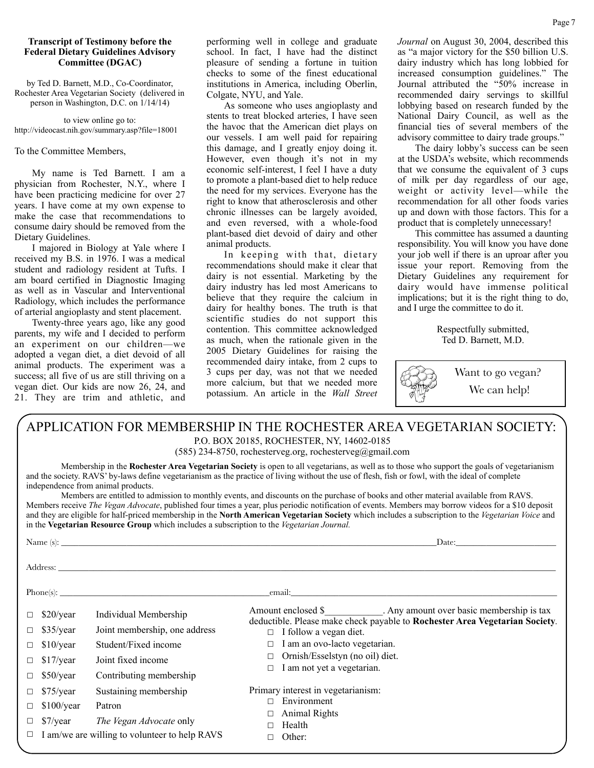**Transcript of Testimony before the Federal Dietary Guidelines Advisory Committee (DGAC)**

by Ted D. Barnett, M.D., Co-Coordinator, Rochester Area Vegetarian Society (delivered in person in Washington, D.C. on 1/14/14)

to view online go to: http://videocast.nih.gov/summary.asp?file=18001

To the Committee Members,

My name is Ted Barnett. I am a physician from Rochester, N.Y., where I have been practicing medicine for over 27 years. I have come at my own expense to make the case that recommendations to consume dairy should be removed from the Dietary Guidelines.

I majored in Biology at Yale where I received my B.S. in 1976. I was a medical student and radiology resident at Tufts. I am board certified in Diagnostic Imaging as well as in Vascular and Interventional Radiology, which includes the performance of arterial angioplasty and stent placement.

Twenty-three years ago, like any good parents, my wife and I decided to perform an experiment on our children—we adopted a vegan diet, a diet devoid of all animal products. The experiment was a success; all five of us are still thriving on a vegan diet. Our kids are now 26, 24, and 21. They are trim and athletic, and performing well in college and graduate school. In fact, I have had the distinct pleasure of sending a fortune in tuition checks to some of the finest educational institutions in America, including Oberlin, Colgate, NYU, and Yale.

As someone who uses angioplasty and stents to treat blocked arteries, I have seen the havoc that the American diet plays on our vessels. I am well paid for repairing this damage, and I greatly enjoy doing it. However, even though it's not in my economic self-interest, I feel I have a duty to promote a plant-based diet to help reduce the need for my services. Everyone has the right to know that atherosclerosis and other chronic illnesses can be largely avoided, and even reversed, with a whole-food plant-based diet devoid of dairy and other animal products.

In keeping with that, dietary recommendations should make it clear that dairy is not essential. Marketing by the dairy industry has led most Americans to believe that they require the calcium in dairy for healthy bones. The truth is that scientific studies do not support this contention. This committee acknowledged as much, when the rationale given in the 2005 Dietary Guidelines for raising the recommended dairy intake, from 2 cups to 3 cups per day, was not that we needed more calcium, but that we needed more potassium. An article in the *Wall Street Journal* on August 30, 2004, described this as "a major victory for the $50 billion U.S. dairy industry which has long lobbied for increased consumption guidelines." The Journal attributed the "50% increase in recommended dairy servings to skillful lobbying based on research funded by the National Dairy Council, as well as the financial ties of several members of the advisory committee to dairy trade groups."

The dairy lobby's success can be seen at the USDA's website, which recommends that we consume the equivalent of 3 cups of milk per day regardless of our age, weight or activity level—while the recommendation for all other foods varies up and down with those factors. This for a product that is completely unnecessary!

This committee has assumed a daunting responsibility. You will know you have done your job well if there is an uproar after you issue your report. Removing from the Dietary Guidelines any requirement for dairy would have immense political implications; but it is the right thing to do, and I urge the committee to do it.

Respectfully submitted,
Ted D. Barnett, M.D.

Want to go vegan?
We can help!

## APPLICATION FOR MEMBERSHIP IN THE ROCHESTER AREA VEGETARIAN SOCIETY:

P.O. BOX 20185, ROCHESTER, NY, 14602-0185
(585) 234-8750, rochesterveg.org, rochesterveg@gmail.com

Membership in the **Rochester Area Vegetarian Society** is open to all vegetarians, as well as to those who support the goals of vegetarianism and the society. RAVS' by-laws define vegetarianism as the practice of living without the use of flesh, fish or fowl, with the ideal of complete independence from animal products.

Members are entitled to admission to monthly events, and discounts on the purchase of books and other material available from RAVS. Members receive *The Vegan Advocate*, published four times a year, plus periodic notification of events. Members may borrow videos for a $10 deposit and they are eligible for half-priced membership in the **North American Vegetarian Society** which includes a subscription to the *Vegetarian Voice* and in the **Vegetarian Resource Group** which includes a subscription to the *Vegetarian Journal.*

Name (s): ______________________________ Date: ______________

Address: ______________________________

Phone(s): ______________________ email: ______________________

- □ $20/year Individual Membership
- □ $35/year Joint membership, one address
- □ $10/year Student/Fixed income
- □ $17/year Joint fixed income
- □ $50/year Contributing membership
- □ $75/year Sustaining membership
- □ $100/year Patron
- □ $7/year *The Vegan Advocate* only
- □ I am/we are willing to volunteer to help RAVS

Amount enclosed $____________. Any amount over basic membership is tax deductible. Please make check payable to **Rochester Area Vegetarian Society**.

- □ I follow a vegan diet.
- □ I am an ovo-lacto vegetarian.
- □ Ornish/Esselstyn (no oil) diet.
- □ I am not yet a vegetarian.

Primary interest in vegetarianism:

- □ Environment
- □ Animal Rights
- □ Health
- □ Other: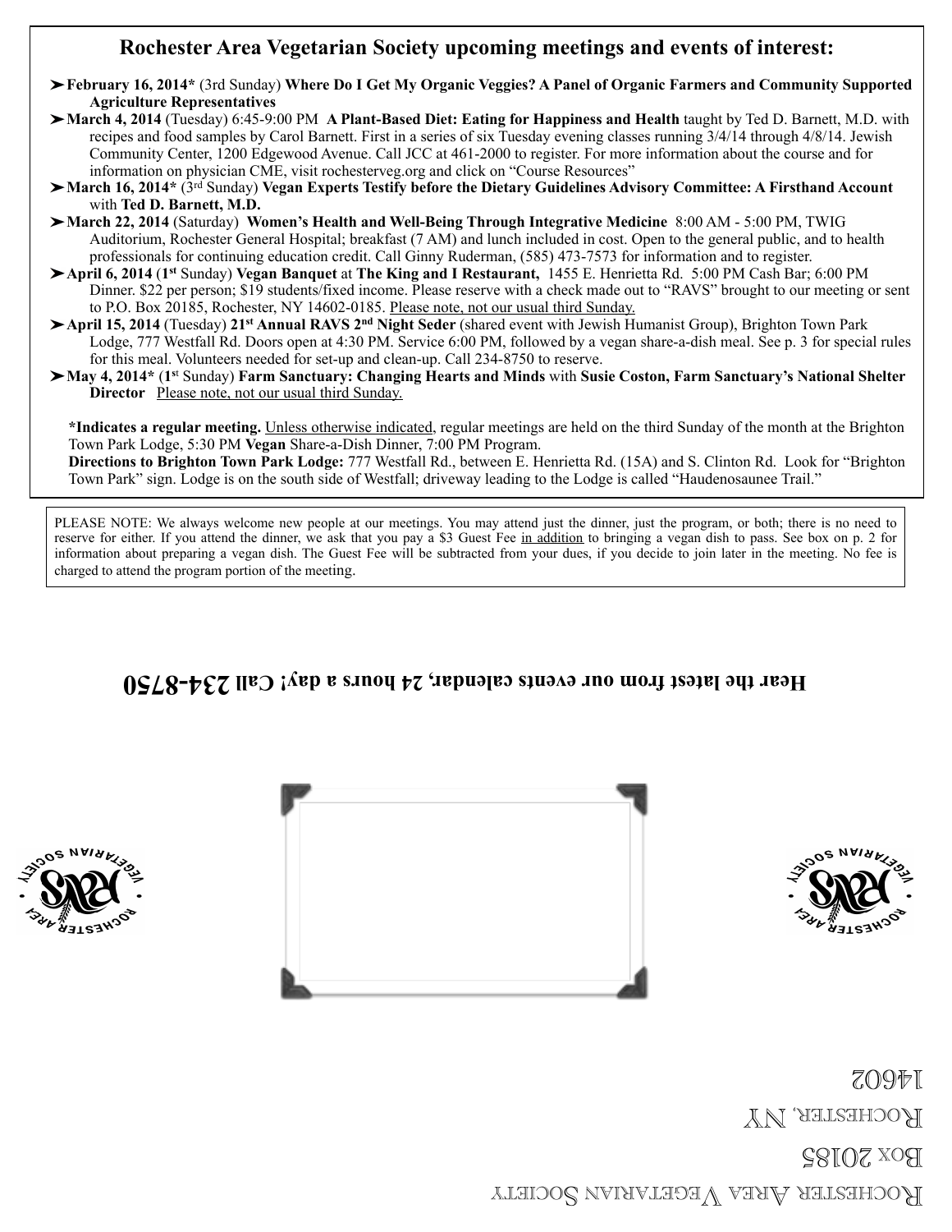## Rochester Area Vegetarian Society upcoming meetings and events of interest:

- **February 16, 2014*** (3rd Sunday) **Where Do I Get My Organic Veggies? A Panel of Organic Farmers and Community Supported Agriculture Representatives**
- **March 4, 2014** (Tuesday) 6:45-9:00 PM **A Plant-Based Diet: Eating for Happiness and Health** taught by Ted D. Barnett, M.D. with recipes and food samples by Carol Barnett. First in a series of six Tuesday evening classes running 3/4/14 through 4/8/14. Jewish Community Center, 1200 Edgewood Avenue. Call JCC at 461-2000 to register. For more information about the course and for information on physician CME, visit rochesterveg.org and click on "Course Resources"
- **March 16, 2014*** (3rd Sunday) **Vegan Experts Testify before the Dietary Guidelines Advisory Committee: A Firsthand Account** with **Ted D. Barnett, M.D.**
- **March 22, 2014** (Saturday) **Women's Health and Well-Being Through Integrative Medicine** 8:00 AM - 5:00 PM, TWIG Auditorium, Rochester General Hospital; breakfast (7 AM) and lunch included in cost. Open to the general public, and to health professionals for continuing education credit. Call Ginny Ruderman, (585) 473-7573 for information and to register.
- **April 6, 2014** (**1st** Sunday) **Vegan Banquet** at **The King and I Restaurant,** 1455 E. Henrietta Rd. 5:00 PM Cash Bar; 6:00 PM Dinner. $22 per person; $19 students/fixed income. Please reserve with a check made out to "RAVS" brought to our meeting or sent to P.O. Box 20185, Rochester, NY 14602-0185. Please note, not our usual third Sunday.
- **April 15, 2014** (Tuesday) **21st Annual RAVS 2nd Night Seder** (shared event with Jewish Humanist Group), Brighton Town Park Lodge, 777 Westfall Rd. Doors open at 4:30 PM. Service 6:00 PM, followed by a vegan share-a-dish meal. See p. 3 for special rules for this meal. Volunteers needed for set-up and clean-up. Call 234-8750 to reserve.
- **May 4, 2014*** (**1st** Sunday) **Farm Sanctuary: Changing Hearts and Minds** with **Susie Coston, Farm Sanctuary's National Shelter Director** Please note, not our usual third Sunday.

**\*Indicates a regular meeting.** Unless otherwise indicated, regular meetings are held on the third Sunday of the month at the Brighton Town Park Lodge, 5:30 PM **Vegan** Share-a-Dish Dinner, 7:00 PM Program.

**Directions to Brighton Town Park Lodge:** 777 Westfall Rd., between E. Henrietta Rd. (15A) and S. Clinton Rd. Look for "Brighton Town Park" sign. Lodge is on the south side of Westfall; driveway leading to the Lodge is called "Haudenosaunee Trail."

PLEASE NOTE: We always welcome new people at our meetings. You may attend just the dinner, just the program, or both; there is no need to reserve for either. If you attend the dinner, we ask that you pay a $3 Guest Fee in addition to bringing a vegan dish to pass. See box on p. 2 for information about preparing a vegan dish. The Guest Fee will be subtracted from your dues, if you decide to join later in the meeting. No fee is charged to attend the program portion of the meeting.

**Hear the latest from our events calendar, 24 hours a day! Call 234-8750**

Rochester Area Vegetarian Society
Box 20185
Rochester, NY
14602